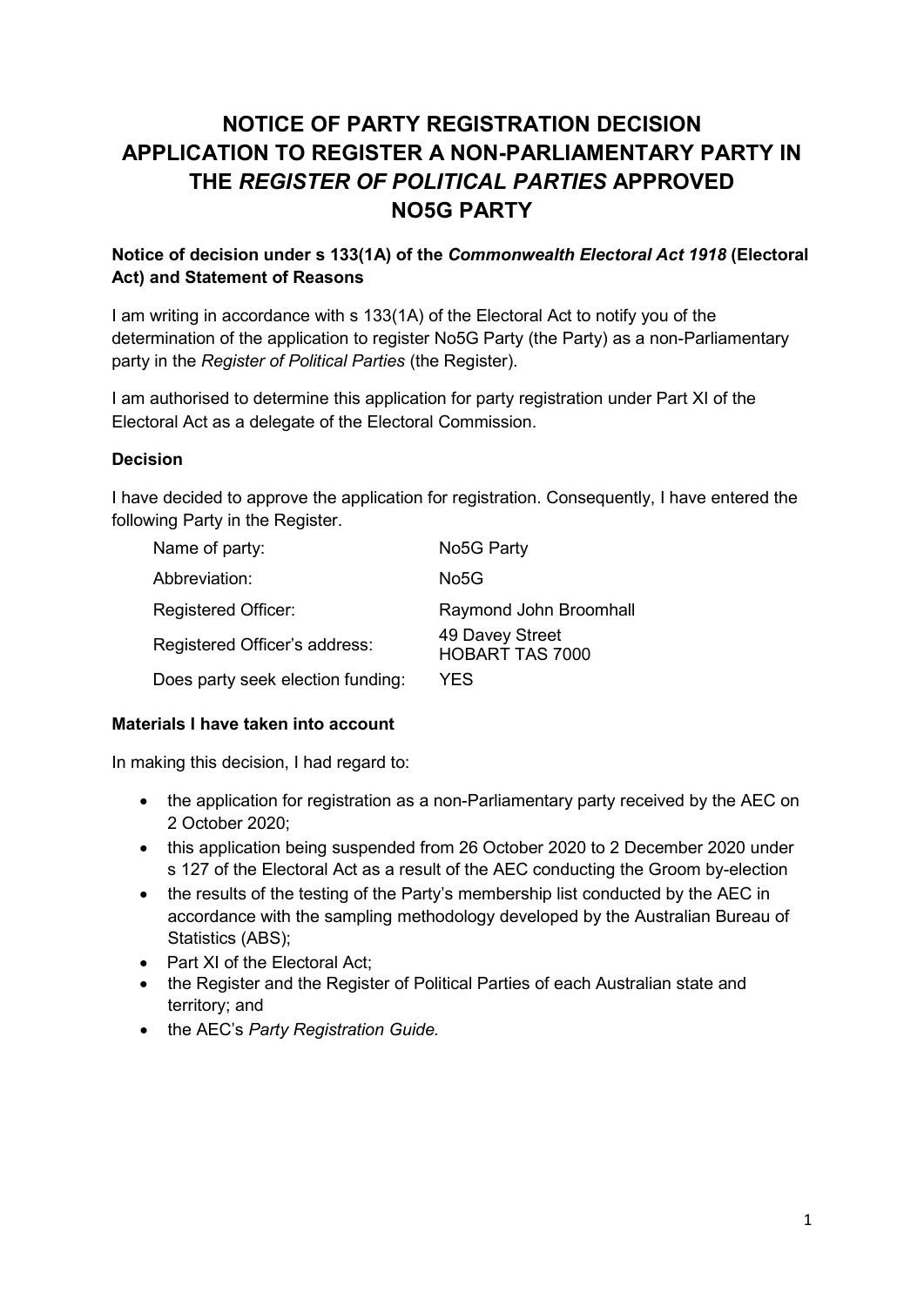# NOTICE OF PARTY REGISTRATION DECISION APPLICATION TO REGISTER A NON-PARLIAMENTARY PARTY IN THE *REGISTER OF POLITICAL PARTIES* APPROVED NO5G PARTY

**Notice of decision under s 133(1A) of the *Commonwealth Electoral Act 1918* (Electoral Act) and Statement of Reasons**

I am writing in accordance with s 133(1A) of the Electoral Act to notify you of the determination of the application to register No5G Party (the Party) as a non-Parliamentary party in the *Register of Political Parties* (the Register).

I am authorised to determine this application for party registration under Part XI of the Electoral Act as a delegate of the Electoral Commission.

**Decision**

I have decided to approve the application for registration. Consequently, I have entered the following Party in the Register.

| | |
|---|---|
| Name of party: | No5G Party |
| Abbreviation: | No5G |
| Registered Officer: | Raymond John Broomhall |
| Registered Officer's address: | 49 Davey Street<br>HOBART TAS 7000 |
| Does party seek election funding: | YES |

**Materials I have taken into account**

In making this decision, I had regard to:

- the application for registration as a non-Parliamentary party received by the AEC on 2 October 2020;
- this application being suspended from 26 October 2020 to 2 December 2020 under s 127 of the Electoral Act as a result of the AEC conducting the Groom by-election
- the results of the testing of the Party's membership list conducted by the AEC in accordance with the sampling methodology developed by the Australian Bureau of Statistics (ABS);
- Part XI of the Electoral Act;
- the Register and the Register of Political Parties of each Australian state and territory; and
- the AEC's *Party Registration Guide.*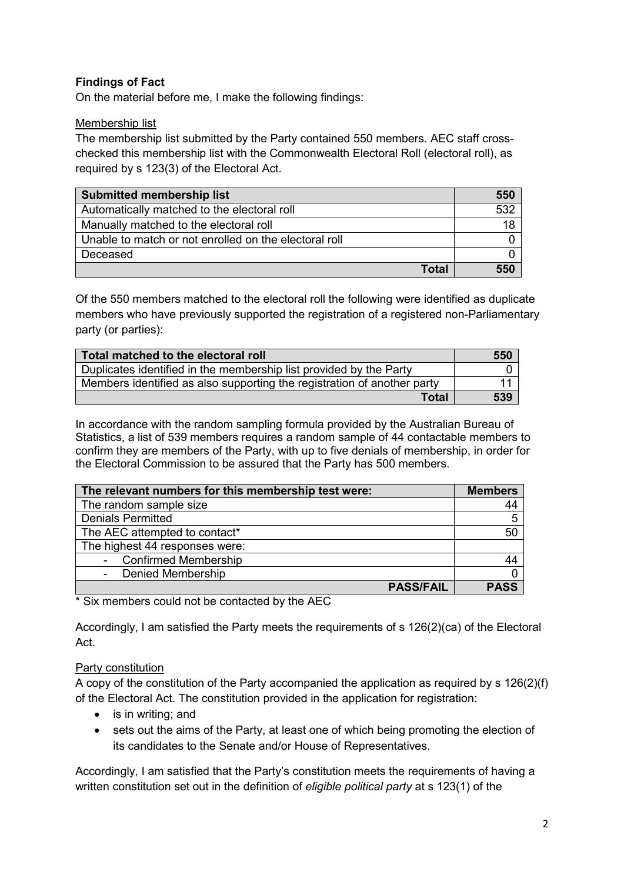**Findings of Fact**

On the material before me, I make the following findings:

Membership list

The membership list submitted by the Party contained 550 members. AEC staff cross-checked this membership list with the Commonwealth Electoral Roll (electoral roll), as required by s 123(3) of the Electoral Act.

| **Submitted membership list** | **550** |
|---|---|
| Automatically matched to the electoral roll | 532 |
| Manually matched to the electoral roll | 18 |
| Unable to match or not enrolled on the electoral roll | 0 |
| Deceased | 0 |
| **Total** | **550** |

Of the 550 members matched to the electoral roll the following were identified as duplicate members who have previously supported the registration of a registered non-Parliamentary party (or parties):

| **Total matched to the electoral roll** | **550** |
|---|---|
| Duplicates identified in the membership list provided by the Party | 0 |
| Members identified as also supporting the registration of another party | 11 |
| **Total** | **539** |

In accordance with the random sampling formula provided by the Australian Bureau of Statistics, a list of 539 members requires a random sample of 44 contactable members to confirm they are members of the Party, with up to five denials of membership, in order for the Electoral Commission to be assured that the Party has 500 members.

| **The relevant numbers for this membership test were:** | **Members** |
|---|---|
| The random sample size | 44 |
| Denials Permitted | 5 |
| The AEC attempted to contact* | 50 |
| The highest 44 responses were: | |
| - Confirmed Membership | 44 |
| - Denied Membership | 0 |
| **PASS/FAIL** | **PASS** |

\* Six members could not be contacted by the AEC

Accordingly, I am satisfied the Party meets the requirements of s 126(2)(ca) of the Electoral Act.

Party constitution

A copy of the constitution of the Party accompanied the application as required by s 126(2)(f) of the Electoral Act. The constitution provided in the application for registration:

- is in writing; and
- sets out the aims of the Party, at least one of which being promoting the election of its candidates to the Senate and/or House of Representatives.

Accordingly, I am satisfied that the Party's constitution meets the requirements of having a written constitution set out in the definition of *eligible political party* at s 123(1) of the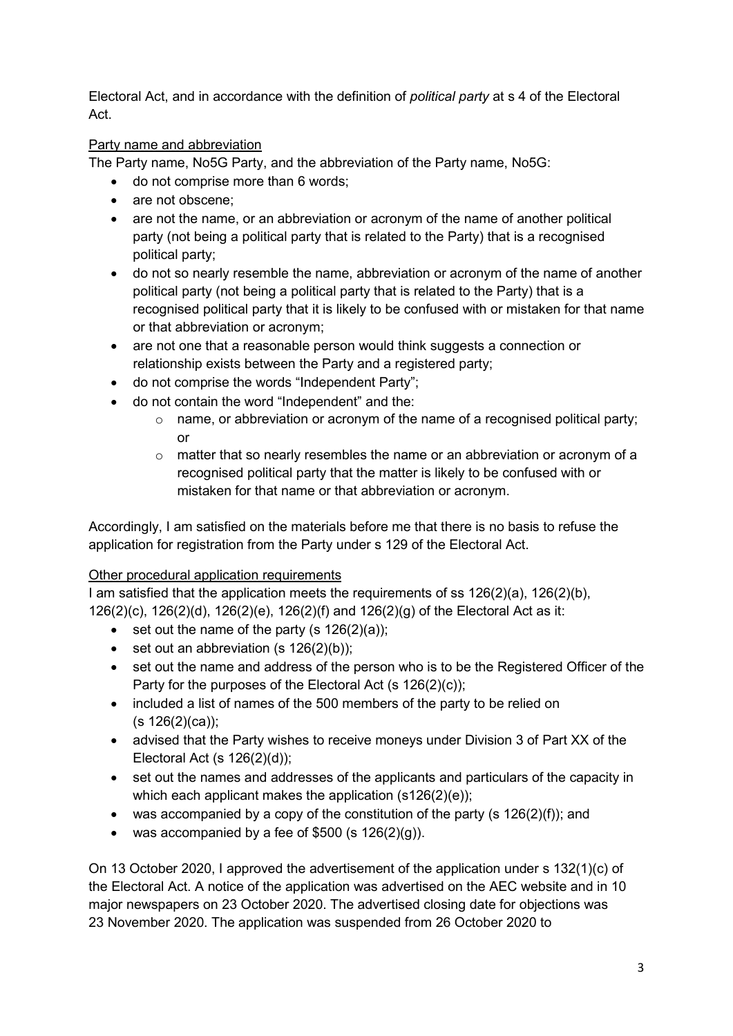Electoral Act, and in accordance with the definition of *political party* at s 4 of the Electoral Act.

Party name and abbreviation

The Party name, No5G Party, and the abbreviation of the Party name, No5G:

- do not comprise more than 6 words;
- are not obscene;
- are not the name, or an abbreviation or acronym of the name of another political party (not being a political party that is related to the Party) that is a recognised political party;
- do not so nearly resemble the name, abbreviation or acronym of the name of another political party (not being a political party that is related to the Party) that is a recognised political party that it is likely to be confused with or mistaken for that name or that abbreviation or acronym;
- are not one that a reasonable person would think suggests a connection or relationship exists between the Party and a registered party;
- do not comprise the words "Independent Party";
- do not contain the word "Independent" and the:
  - name, or abbreviation or acronym of the name of a recognised political party; or
  - matter that so nearly resembles the name or an abbreviation or acronym of a recognised political party that the matter is likely to be confused with or mistaken for that name or that abbreviation or acronym.

Accordingly, I am satisfied on the materials before me that there is no basis to refuse the application for registration from the Party under s 129 of the Electoral Act.

Other procedural application requirements

I am satisfied that the application meets the requirements of ss 126(2)(a), 126(2)(b), 126(2)(c), 126(2)(d), 126(2)(e), 126(2)(f) and 126(2)(g) of the Electoral Act as it:

- set out the name of the party (s 126(2)(a));
- set out an abbreviation (s 126(2)(b));
- set out the name and address of the person who is to be the Registered Officer of the Party for the purposes of the Electoral Act (s 126(2)(c));
- included a list of names of the 500 members of the party to be relied on (s 126(2)(ca));
- advised that the Party wishes to receive moneys under Division 3 of Part XX of the Electoral Act (s 126(2)(d));
- set out the names and addresses of the applicants and particulars of the capacity in which each applicant makes the application (s126(2)(e));
- was accompanied by a copy of the constitution of the party (s 126(2)(f)); and
- was accompanied by a fee of $500 (s 126(2)(g)).

On 13 October 2020, I approved the advertisement of the application under s 132(1)(c) of the Electoral Act. A notice of the application was advertised on the AEC website and in 10 major newspapers on 23 October 2020. The advertised closing date for objections was 23 November 2020. The application was suspended from 26 October 2020 to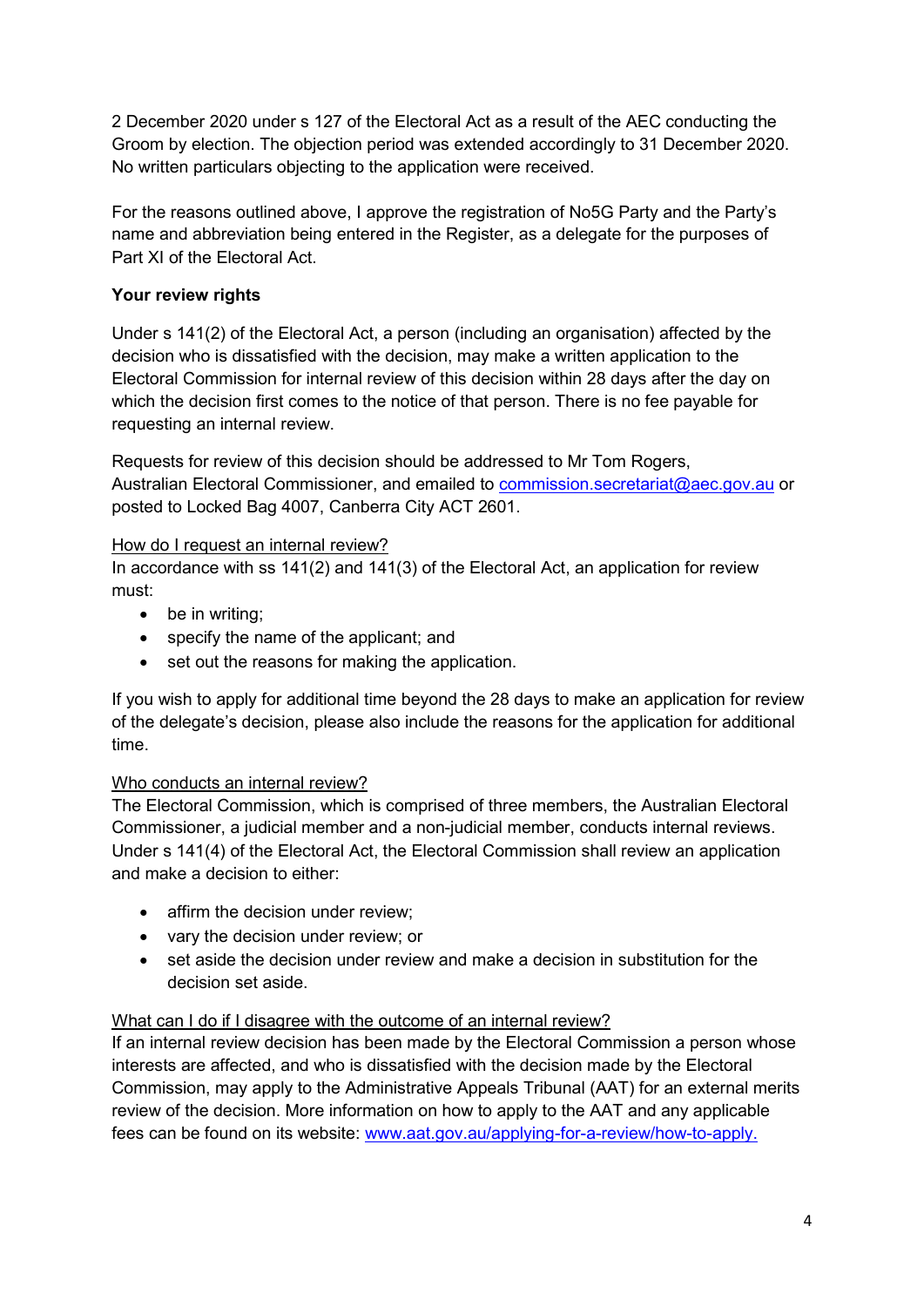2 December 2020 under s 127 of the Electoral Act as a result of the AEC conducting the Groom by election. The objection period was extended accordingly to 31 December 2020. No written particulars objecting to the application were received.

For the reasons outlined above, I approve the registration of No5G Party and the Party's name and abbreviation being entered in the Register, as a delegate for the purposes of Part XI of the Electoral Act.

**Your review rights**

Under s 141(2) of the Electoral Act, a person (including an organisation) affected by the decision who is dissatisfied with the decision, may make a written application to the Electoral Commission for internal review of this decision within 28 days after the day on which the decision first comes to the notice of that person. There is no fee payable for requesting an internal review.

Requests for review of this decision should be addressed to Mr Tom Rogers, Australian Electoral Commissioner, and emailed to commission.secretariat@aec.gov.au or posted to Locked Bag 4007, Canberra City ACT 2601.

<u>How do I request an internal review?</u>
In accordance with ss 141(2) and 141(3) of the Electoral Act, an application for review must:

- be in writing;
- specify the name of the applicant; and
- set out the reasons for making the application.

If you wish to apply for additional time beyond the 28 days to make an application for review of the delegate's decision, please also include the reasons for the application for additional time.

<u>Who conducts an internal review?</u>
The Electoral Commission, which is comprised of three members, the Australian Electoral Commissioner, a judicial member and a non-judicial member, conducts internal reviews. Under s 141(4) of the Electoral Act, the Electoral Commission shall review an application and make a decision to either:

- affirm the decision under review;
- vary the decision under review; or
- set aside the decision under review and make a decision in substitution for the decision set aside.

<u>What can I do if I disagree with the outcome of an internal review?</u>
If an internal review decision has been made by the Electoral Commission a person whose interests are affected, and who is dissatisfied with the decision made by the Electoral Commission, may apply to the Administrative Appeals Tribunal (AAT) for an external merits review of the decision. More information on how to apply to the AAT and any applicable fees can be found on its website: www.aat.gov.au/applying-for-a-review/how-to-apply.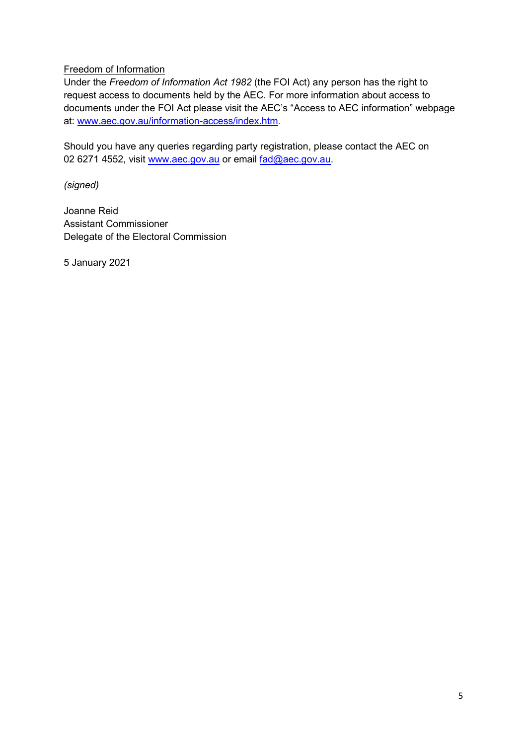<u>Freedom of Information</u>

Under the *Freedom of Information Act 1982* (the FOI Act) any person has the right to request access to documents held by the AEC. For more information about access to documents under the FOI Act please visit the AEC's "Access to AEC information" webpage at: [www.aec.gov.au/information-access/index.htm](www.aec.gov.au/information-access/index.htm).

Should you have any queries regarding party registration, please contact the AEC on 02 6271 4552, visit [www.aec.gov.au](www.aec.gov.au) or email [fad@aec.gov.au](mailto:fad@aec.gov.au).

*(signed)*

Joanne Reid
Assistant Commissioner
Delegate of the Electoral Commission

5 January 2021